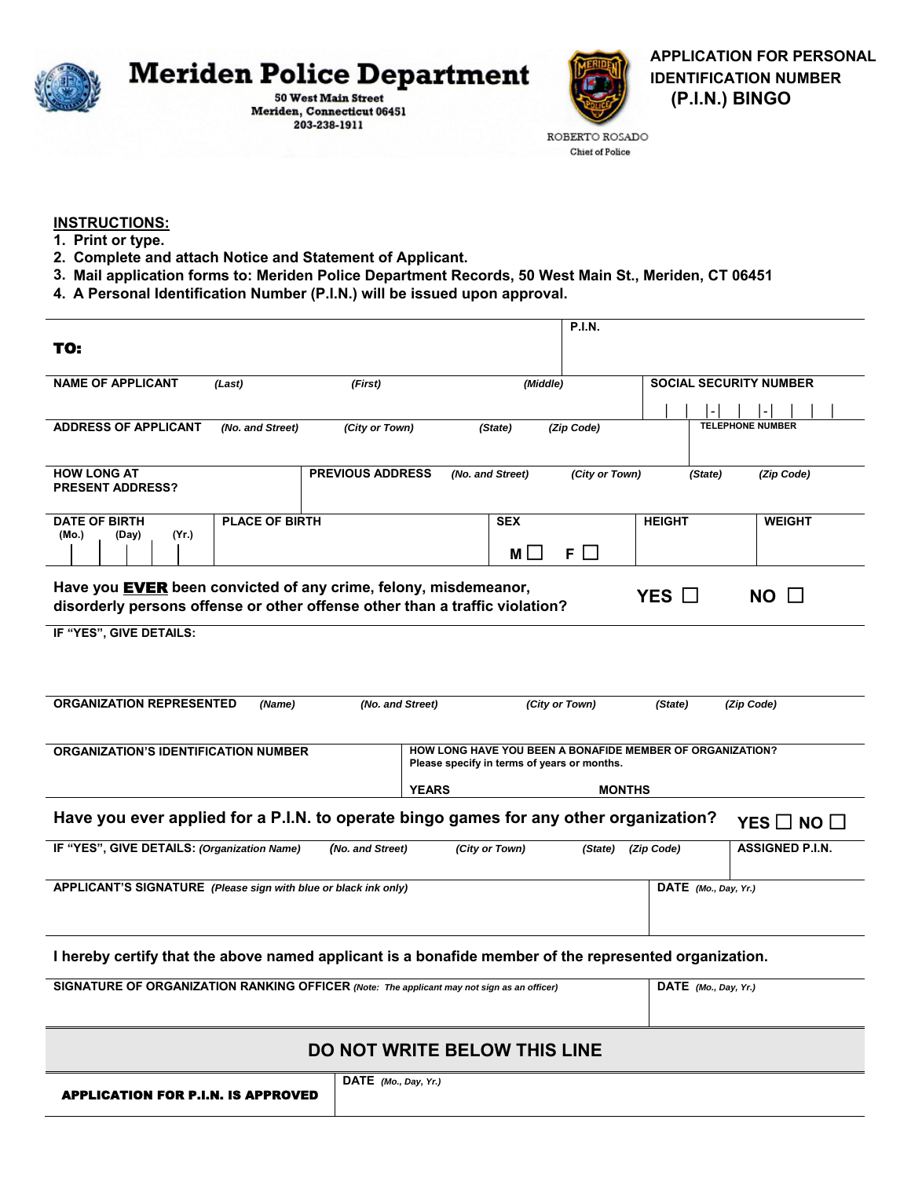# Meriden Police Department

50 West Main Street
Meriden, Connecticut 06451
203-238-1911

ROBERTO ROSADO
Chief of Police

## APPLICATION FOR PERSONAL IDENTIFICATION NUMBER (P.I.N.) BINGO

**INSTRUCTIONS:**

1. **Print or type.**
2. **Complete and attach Notice and Statement of Applicant.**
3. **Mail application forms to: Meriden Police Department Records, 50 West Main St., Meriden, CT 06451**
4. **A Personal Identification Number (P.I.N.) will be issued upon approval.**

**TO:**

**P.I.N.**

**NAME OF APPLICANT** *(Last)* *(First)* *(Middle)*

**SOCIAL SECURITY NUMBER** | | | - | | - | | | |

**ADDRESS OF APPLICANT** *(No. and Street)* *(City or Town)* *(State)* *(Zip Code)*

**TELEPHONE NUMBER**

**HOW LONG AT PRESENT ADDRESS?**

**PREVIOUS ADDRESS** *(No. and Street)* *(City or Town)* *(State)* *(Zip Code)*

**DATE OF BIRTH** (Mo.) (Day) (Yr.)

**PLACE OF BIRTH**

**SEX** M ☐ F ☐

**HEIGHT**

**WEIGHT**

**Have you EVER been convicted of any crime, felony, misdemeanor, disorderly persons offense or other offense other than a traffic violation?** YES ☐ NO ☐

**IF "YES", GIVE DETAILS:**

**ORGANIZATION REPRESENTED** *(Name)* *(No. and Street)* *(City or Town)* *(State)* *(Zip Code)*

**ORGANIZATION'S IDENTIFICATION NUMBER**

**HOW LONG HAVE YOU BEEN A BONAFIDE MEMBER OF ORGANIZATION?**
Please specify in terms of years or months.

**YEARS** **MONTHS**

**Have you ever applied for a P.I.N. to operate bingo games for any other organization?** YES ☐ NO ☐

**IF "YES", GIVE DETAILS:** *(Organization Name)* *(No. and Street)* *(City or Town)* *(State)* *(Zip Code)*

**ASSIGNED P.I.N.**

**APPLICANT'S SIGNATURE** *(Please sign with blue or black ink only)*

**DATE** *(Mo., Day, Yr.)*

**I hereby certify that the above named applicant is a bonafide member of the represented organization.**

**SIGNATURE OF ORGANIZATION RANKING OFFICER** *(Note: The applicant may not sign as an officer)*

**DATE** *(Mo., Day, Yr.)*

## DO NOT WRITE BELOW THIS LINE

**APPLICATION FOR P.I.N. IS APPROVED**

**DATE** *(Mo., Day, Yr.)*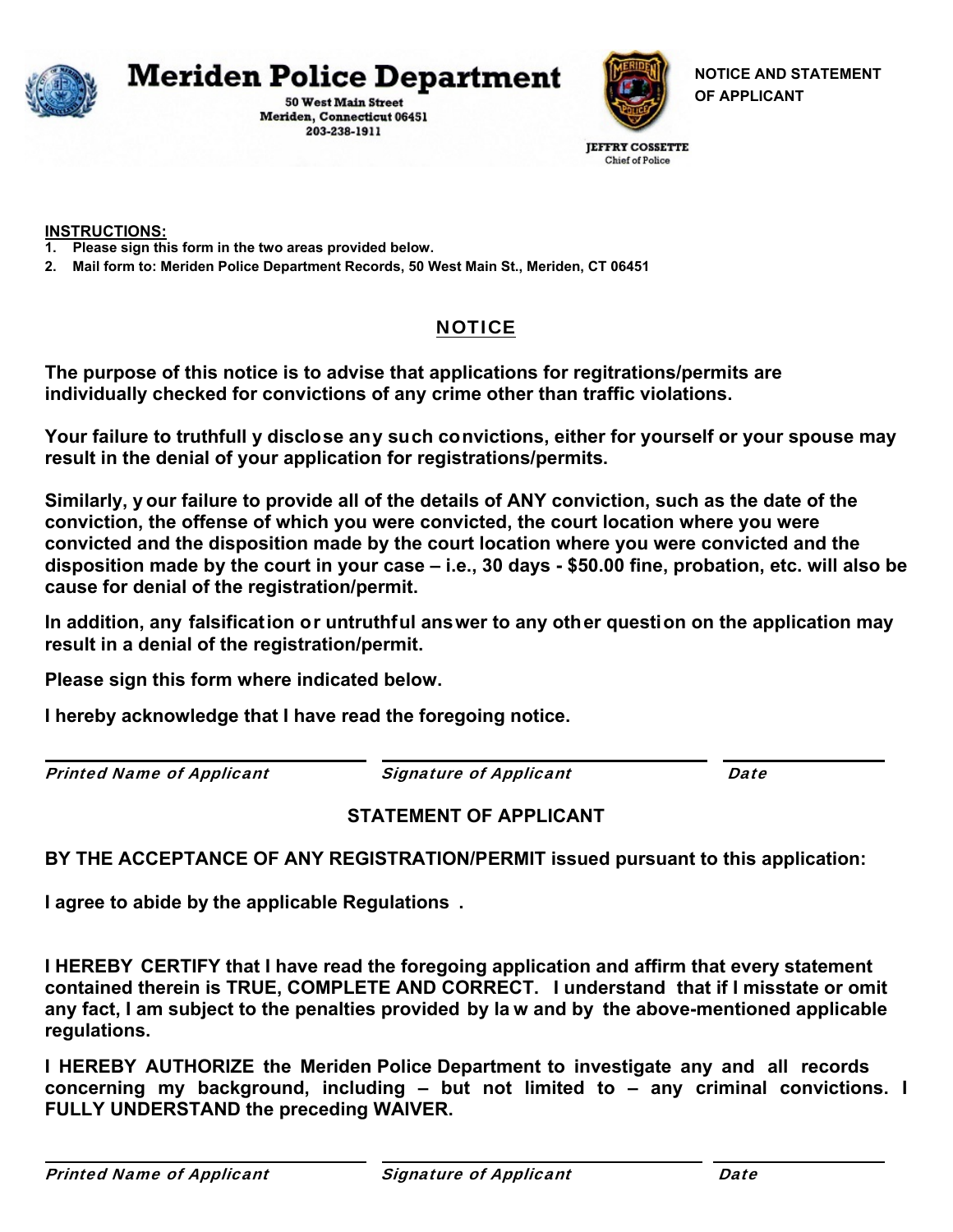# Meriden Police Department

50 West Main Street
Meriden, Connecticut 06451
203-238-1911

JEFFRY COSSETTE
Chief of Police

**NOTICE AND STATEMENT OF APPLICANT**

**INSTRUCTIONS:**

1. **Please sign this form in the two areas provided below.**
2. **Mail form to: Meriden Police Department Records, 50 West Main St., Meriden, CT 06451**

## NOTICE

**The purpose of this notice is to advise that applications for regitrations/permits are individually checked for convictions of any crime other than traffic violations.**

**Your failure to truthfull y disclose any such convictions, either for yourself or your spouse may result in the denial of your application for registrations/permits.**

**Similarly, y our failure to provide all of the details of ANY conviction, such as the date of the conviction, the offense of which you were convicted, the court location where you were convicted and the disposition made by the court location where you were convicted and the disposition made by the court in your case – i.e., 30 days - $50.00 fine, probation, etc. will also be cause for denial of the registration/permit.**

**In addition, any falsification or untruthful answer to any other question on the application may result in a denial of the registration/permit.**

**Please sign this form where indicated below.**

**I hereby acknowledge that I have read the foregoing notice.**

| | | |
|---|---|---|
| *Printed Name of Applicant* | *Signature of Applicant* | *Date* |

## STATEMENT OF APPLICANT

**BY THE ACCEPTANCE OF ANY REGISTRATION/PERMIT issued pursuant to this application:**

**I agree to abide by the applicable Regulations .**

**I HEREBY CERTIFY that I have read the foregoing application and affirm that every statement contained therein is TRUE, COMPLETE AND CORRECT. I understand that if I misstate or omit any fact, I am subject to the penalties provided by la w and by the above-mentioned applicable regulations.**

**I HEREBY AUTHORIZE the Meriden Police Department to investigate any and all records concerning my background, including – but not limited to – any criminal convictions. I FULLY UNDERSTAND the preceding WAIVER.**

| | | |
|---|---|---|
| *Printed Name of Applicant* | *Signature of Applicant* | *Date* |